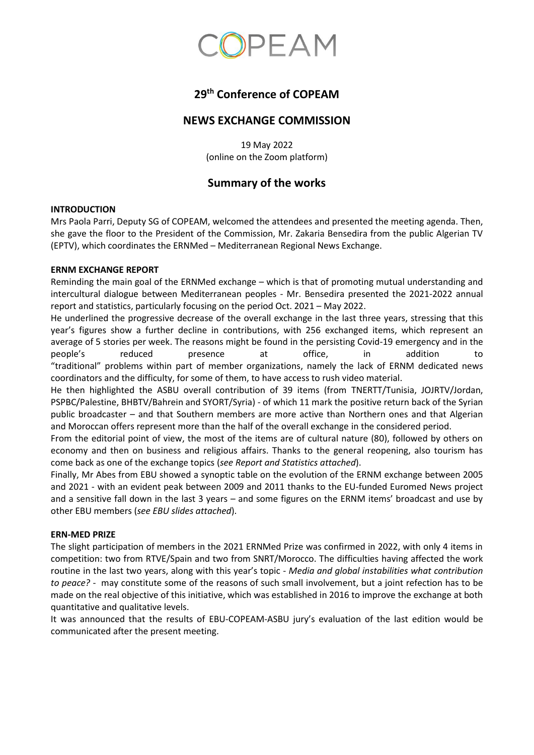COPEAM

# 29th Conference of COPEAM

## NEWS EXCHANGE COMMISSION

19 May 2022
(online on the Zoom platform)

## Summary of the works

**INTRODUCTION**

Mrs Paola Parri, Deputy SG of COPEAM, welcomed the attendees and presented the meeting agenda. Then, she gave the floor to the President of the Commission, Mr. Zakaria Bensedira from the public Algerian TV (EPTV), which coordinates the ERNMed – Mediterranean Regional News Exchange.

**ERNM EXCHANGE REPORT**

Reminding the main goal of the ERNMed exchange – which is that of promoting mutual understanding and intercultural dialogue between Mediterranean peoples - Mr. Bensedira presented the 2021-2022 annual report and statistics, particularly focusing on the period Oct. 2021 – May 2022.

He underlined the progressive decrease of the overall exchange in the last three years, stressing that this year's figures show a further decline in contributions, with 256 exchanged items, which represent an average of 5 stories per week. The reasons might be found in the persisting Covid-19 emergency and in the people's reduced presence at office, in addition to "traditional" problems within part of member organizations, namely the lack of ERNM dedicated news coordinators and the difficulty, for some of them, to have access to rush video material.

He then highlighted the ASBU overall contribution of 39 items (from TNERTT/Tunisia, JOJRTV/Jordan, PSPBC/Palestine, BHBTV/Bahrein and SYORT/Syria) - of which 11 mark the positive return back of the Syrian public broadcaster – and that Southern members are more active than Northern ones and that Algerian and Moroccan offers represent more than the half of the overall exchange in the considered period.

From the editorial point of view, the most of the items are of cultural nature (80), followed by others on economy and then on business and religious affairs. Thanks to the general reopening, also tourism has come back as one of the exchange topics (*see Report and Statistics attached*).

Finally, Mr Abes from EBU showed a synoptic table on the evolution of the ERNM exchange between 2005 and 2021 - with an evident peak between 2009 and 2011 thanks to the EU-funded Euromed News project and a sensitive fall down in the last 3 years – and some figures on the ERNM items' broadcast and use by other EBU members (*see EBU slides attached*).

**ERN-MED PRIZE**

The slight participation of members in the 2021 ERNMed Prize was confirmed in 2022, with only 4 items in competition: two from RTVE/Spain and two from SNRT/Morocco. The difficulties having affected the work routine in the last two years, along with this year's topic - *Media and global instabilities what contribution to peace?* - may constitute some of the reasons of such small involvement, but a joint refection has to be made on the real objective of this initiative, which was established in 2016 to improve the exchange at both quantitative and qualitative levels.

It was announced that the results of EBU-COPEAM-ASBU jury's evaluation of the last edition would be communicated after the present meeting.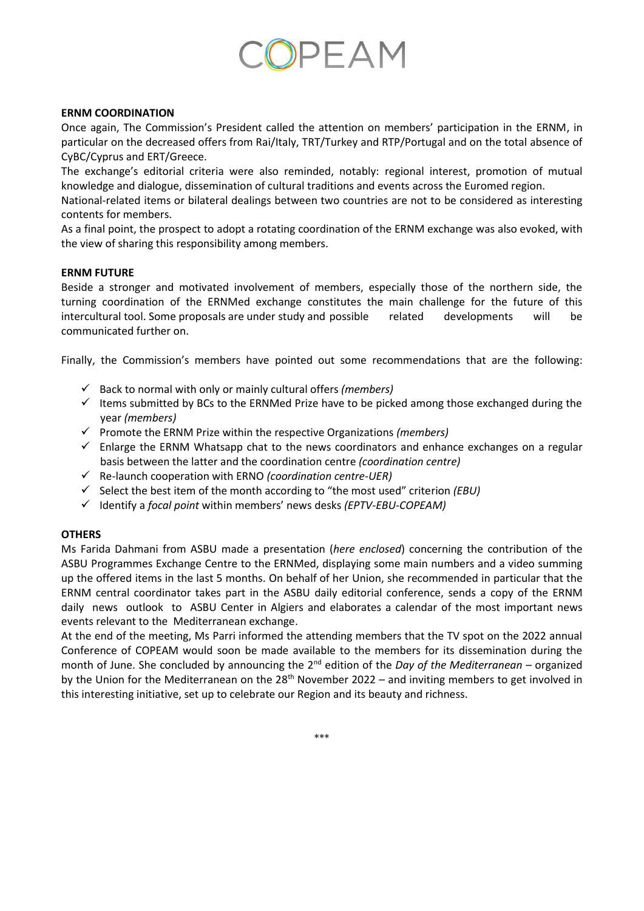**ERNM COORDINATION**

Once again, The Commission's President called the attention on members' participation in the ERNM, in particular on the decreased offers from Rai/Italy, TRT/Turkey and RTP/Portugal and on the total absence of CyBC/Cyprus and ERT/Greece.

The exchange's editorial criteria were also reminded, notably: regional interest, promotion of mutual knowledge and dialogue, dissemination of cultural traditions and events across the Euromed region.

National-related items or bilateral dealings between two countries are not to be considered as interesting contents for members.

As a final point, the prospect to adopt a rotating coordination of the ERNM exchange was also evoked, with the view of sharing this responsibility among members.

**ERNM FUTURE**

Beside a stronger and motivated involvement of members, especially those of the northern side, the turning coordination of the ERNMed exchange constitutes the main challenge for the future of this intercultural tool. Some proposals are under study and possible related developments will be communicated further on.

Finally, the Commission's members have pointed out some recommendations that are the following:

- ✓ Back to normal with only or mainly cultural offers *(members)*
- ✓ Items submitted by BCs to the ERNMed Prize have to be picked among those exchanged during the year *(members)*
- ✓ Promote the ERNM Prize within the respective Organizations *(members)*
- ✓ Enlarge the ERNM Whatsapp chat to the news coordinators and enhance exchanges on a regular basis between the latter and the coordination centre *(coordination centre)*
- ✓ Re-launch cooperation with ERNO *(coordination centre-UER)*
- ✓ Select the best item of the month according to "the most used" criterion *(EBU)*
- ✓ Identify a *focal point* within members' news desks *(EPTV-EBU-COPEAM)*

**OTHERS**

Ms Farida Dahmani from ASBU made a presentation (*here enclosed*) concerning the contribution of the ASBU Programmes Exchange Centre to the ERNMed, displaying some main numbers and a video summing up the offered items in the last 5 months. On behalf of her Union, she recommended in particular that the ERNM central coordinator takes part in the ASBU daily editorial conference, sends a copy of the ERNM daily news outlook to ASBU Center in Algiers and elaborates a calendar of the most important news events relevant to the Mediterranean exchange.

At the end of the meeting, Ms Parri informed the attending members that the TV spot on the 2022 annual Conference of COPEAM would soon be made available to the members for its dissemination during the month of June. She concluded by announcing the 2nd edition of the *Day of the Mediterranean* – organized by the Union for the Mediterranean on the 28th November 2022 – and inviting members to get involved in this interesting initiative, set up to celebrate our Region and its beauty and richness.

\*\*\*